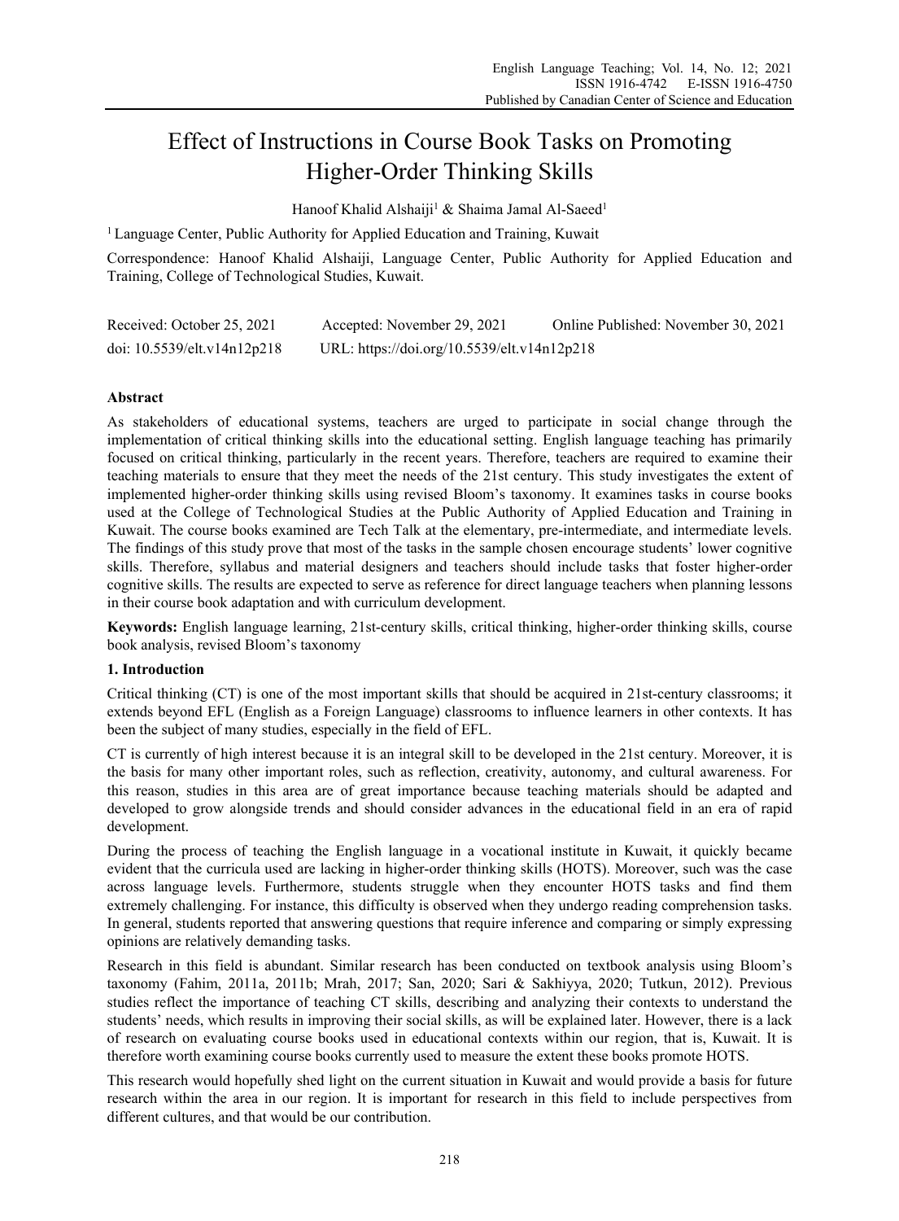# Effect of Instructions in Course Book Tasks on Promoting Higher-Order Thinking Skills

Hanoof Khalid Alshaiji[1] & Shaima Jamal Al-Saeed[1]

[1] Language Center, Public Authority for Applied Education and Training, Kuwait

Correspondence: Hanoof Khalid Alshaiji, Language Center, Public Authority for Applied Education and Training, College of Technological Studies, Kuwait.

Received: October 25, 2021 Accepted: November 29, 2021 Online Published: November 30, 2021

doi: 10.5539/elt.v14n12p218 URL: https://doi.org/10.5539/elt.v14n12p218

## Abstract

As stakeholders of educational systems, teachers are urged to participate in social change through the implementation of critical thinking skills into the educational setting. English language teaching has primarily focused on critical thinking, particularly in the recent years. Therefore, teachers are required to examine their teaching materials to ensure that they meet the needs of the 21st century. This study investigates the extent of implemented higher-order thinking skills using revised Bloom's taxonomy. It examines tasks in course books used at the College of Technological Studies at the Public Authority of Applied Education and Training in Kuwait. The course books examined are Tech Talk at the elementary, pre-intermediate, and intermediate levels. The findings of this study prove that most of the tasks in the sample chosen encourage students' lower cognitive skills. Therefore, syllabus and material designers and teachers should include tasks that foster higher-order cognitive skills. The results are expected to serve as reference for direct language teachers when planning lessons in their course book adaptation and with curriculum development.

**Keywords:** English language learning, 21st-century skills, critical thinking, higher-order thinking skills, course book analysis, revised Bloom's taxonomy

## 1. Introduction

Critical thinking (CT) is one of the most important skills that should be acquired in 21st-century classrooms; it extends beyond EFL (English as a Foreign Language) classrooms to influence learners in other contexts. It has been the subject of many studies, especially in the field of EFL.

CT is currently of high interest because it is an integral skill to be developed in the 21st century. Moreover, it is the basis for many other important roles, such as reflection, creativity, autonomy, and cultural awareness. For this reason, studies in this area are of great importance because teaching materials should be adapted and developed to grow alongside trends and should consider advances in the educational field in an era of rapid development.

During the process of teaching the English language in a vocational institute in Kuwait, it quickly became evident that the curricula used are lacking in higher-order thinking skills (HOTS). Moreover, such was the case across language levels. Furthermore, students struggle when they encounter HOTS tasks and find them extremely challenging. For instance, this difficulty is observed when they undergo reading comprehension tasks. In general, students reported that answering questions that require inference and comparing or simply expressing opinions are relatively demanding tasks.

Research in this field is abundant. Similar research has been conducted on textbook analysis using Bloom's taxonomy (Fahim, 2011a, 2011b; Mrah, 2017; San, 2020; Sari & Sakhiyya, 2020; Tutkun, 2012). Previous studies reflect the importance of teaching CT skills, describing and analyzing their contexts to understand the students' needs, which results in improving their social skills, as will be explained later. However, there is a lack of research on evaluating course books used in educational contexts within our region, that is, Kuwait. It is therefore worth examining course books currently used to measure the extent these books promote HOTS.

This research would hopefully shed light on the current situation in Kuwait and would provide a basis for future research within the area in our region. It is important for research in this field to include perspectives from different cultures, and that would be our contribution.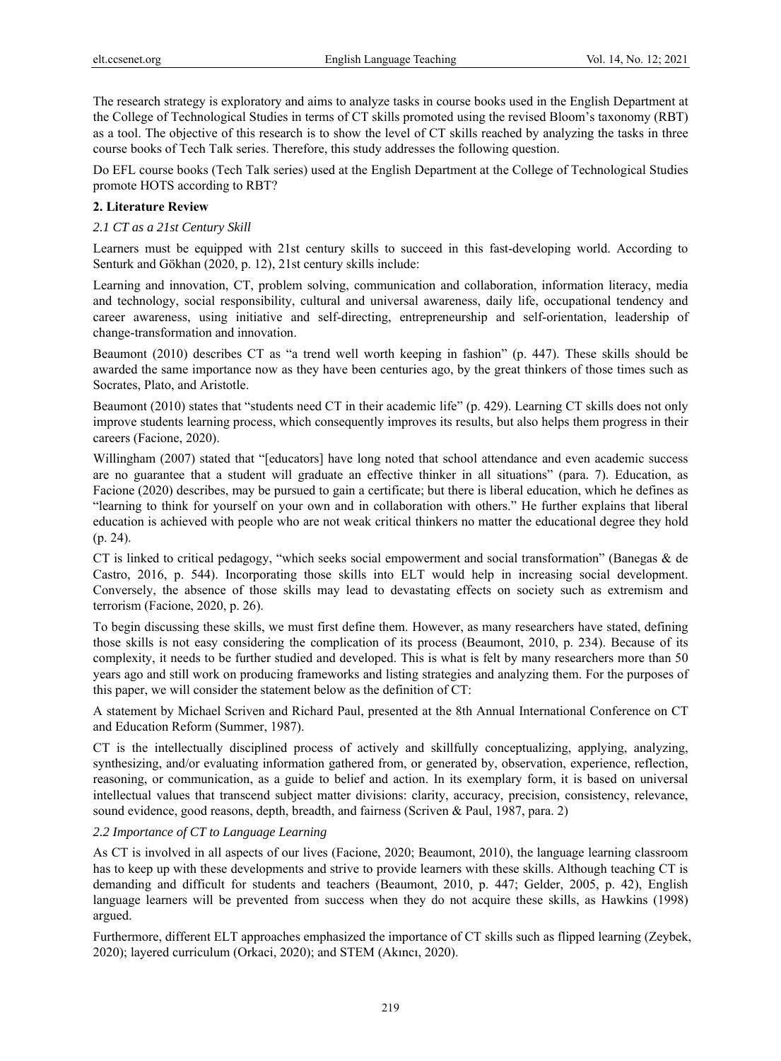The research strategy is exploratory and aims to analyze tasks in course books used in the English Department at the College of Technological Studies in terms of CT skills promoted using the revised Bloom's taxonomy (RBT) as a tool. The objective of this research is to show the level of CT skills reached by analyzing the tasks in three course books of Tech Talk series. Therefore, this study addresses the following question.

Do EFL course books (Tech Talk series) used at the English Department at the College of Technological Studies promote HOTS according to RBT?

## 2. Literature Review

### *2.1 CT as a 21st Century Skill*

Learners must be equipped with 21st century skills to succeed in this fast-developing world. According to Senturk and Gökhan (2020, p. 12), 21st century skills include:

Learning and innovation, CT, problem solving, communication and collaboration, information literacy, media and technology, social responsibility, cultural and universal awareness, daily life, occupational tendency and career awareness, using initiative and self-directing, entrepreneurship and self-orientation, leadership of change-transformation and innovation.

Beaumont (2010) describes CT as "a trend well worth keeping in fashion" (p. 447). These skills should be awarded the same importance now as they have been centuries ago, by the great thinkers of those times such as Socrates, Plato, and Aristotle.

Beaumont (2010) states that "students need CT in their academic life" (p. 429). Learning CT skills does not only improve students learning process, which consequently improves its results, but also helps them progress in their careers (Facione, 2020).

Willingham (2007) stated that "[educators] have long noted that school attendance and even academic success are no guarantee that a student will graduate an effective thinker in all situations" (para. 7). Education, as Facione (2020) describes, may be pursued to gain a certificate; but there is liberal education, which he defines as "learning to think for yourself on your own and in collaboration with others." He further explains that liberal education is achieved with people who are not weak critical thinkers no matter the educational degree they hold (p. 24).

CT is linked to critical pedagogy, "which seeks social empowerment and social transformation" (Banegas & de Castro, 2016, p. 544). Incorporating those skills into ELT would help in increasing social development. Conversely, the absence of those skills may lead to devastating effects on society such as extremism and terrorism (Facione, 2020, p. 26).

To begin discussing these skills, we must first define them. However, as many researchers have stated, defining those skills is not easy considering the complication of its process (Beaumont, 2010, p. 234). Because of its complexity, it needs to be further studied and developed. This is what is felt by many researchers more than 50 years ago and still work on producing frameworks and listing strategies and analyzing them. For the purposes of this paper, we will consider the statement below as the definition of CT:

A statement by Michael Scriven and Richard Paul, presented at the 8th Annual International Conference on CT and Education Reform (Summer, 1987).

CT is the intellectually disciplined process of actively and skillfully conceptualizing, applying, analyzing, synthesizing, and/or evaluating information gathered from, or generated by, observation, experience, reflection, reasoning, or communication, as a guide to belief and action. In its exemplary form, it is based on universal intellectual values that transcend subject matter divisions: clarity, accuracy, precision, consistency, relevance, sound evidence, good reasons, depth, breadth, and fairness (Scriven & Paul, 1987, para. 2)

### *2.2 Importance of CT to Language Learning*

As CT is involved in all aspects of our lives (Facione, 2020; Beaumont, 2010), the language learning classroom has to keep up with these developments and strive to provide learners with these skills. Although teaching CT is demanding and difficult for students and teachers (Beaumont, 2010, p. 447; Gelder, 2005, p. 42), English language learners will be prevented from success when they do not acquire these skills, as Hawkins (1998) argued.

Furthermore, different ELT approaches emphasized the importance of CT skills such as flipped learning (Zeybek, 2020); layered curriculum (Orkaci, 2020); and STEM (Akıncı, 2020).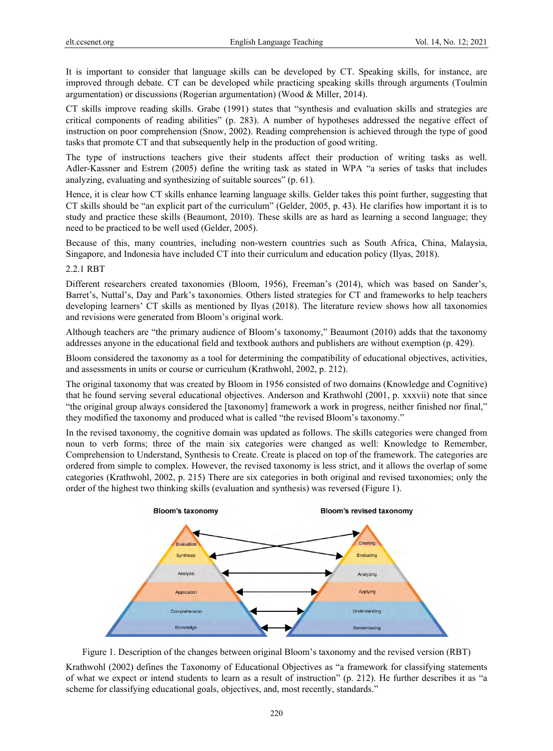It is important to consider that language skills can be developed by CT. Speaking skills, for instance, are improved through debate. CT can be developed while practicing speaking skills through arguments (Toulmin argumentation) or discussions (Rogerian argumentation) (Wood & Miller, 2014).

CT skills improve reading skills. Grabe (1991) states that "synthesis and evaluation skills and strategies are critical components of reading abilities" (p. 283). A number of hypotheses addressed the negative effect of instruction on poor comprehension (Snow, 2002). Reading comprehension is achieved through the type of good tasks that promote CT and that subsequently help in the production of good writing.

The type of instructions teachers give their students affect their production of writing tasks as well. Adler-Kassner and Estrem (2005) define the writing task as stated in WPA "a series of tasks that includes analyzing, evaluating and synthesizing of suitable sources" (p. 61).

Hence, it is clear how CT skills enhance learning language skills. Gelder takes this point further, suggesting that CT skills should be "an explicit part of the curriculum" (Gelder, 2005, p. 43). He clarifies how important it is to study and practice these skills (Beaumont, 2010). These skills are as hard as learning a second language; they need to be practiced to be well used (Gelder, 2005).

Because of this, many countries, including non-western countries such as South Africa, China, Malaysia, Singapore, and Indonesia have included CT into their curriculum and education policy (Ilyas, 2018).

### 2.2.1 RBT

Different researchers created taxonomies (Bloom, 1956), Freeman's (2014), which was based on Sander's, Barret's, Nuttal's, Day and Park's taxonomies. Others listed strategies for CT and frameworks to help teachers developing learners' CT skills as mentioned by Ilyas (2018). The literature review shows how all taxonomies and revisions were generated from Bloom's original work.

Although teachers are "the primary audience of Bloom's taxonomy," Beaumont (2010) adds that the taxonomy addresses anyone in the educational field and textbook authors and publishers are without exemption (p. 429).

Bloom considered the taxonomy as a tool for determining the compatibility of educational objectives, activities, and assessments in units or course or curriculum (Krathwohl, 2002, p. 212).

The original taxonomy that was created by Bloom in 1956 consisted of two domains (Knowledge and Cognitive) that he found serving several educational objectives. Anderson and Krathwohl (2001, p. xxxvii) note that since "the original group always considered the [taxonomy] framework a work in progress, neither finished nor final," they modified the taxonomy and produced what is called "the revised Bloom's taxonomy."

In the revised taxonomy, the cognitive domain was updated as follows. The skills categories were changed from noun to verb forms; three of the main six categories were changed as well: Knowledge to Remember, Comprehension to Understand, Synthesis to Create. Create is placed on top of the framework. The categories are ordered from simple to complex. However, the revised taxonomy is less strict, and it allows the overlap of some categories (Krathwohl, 2002, p. 215) There are six categories in both original and revised taxonomies; only the order of the highest two thinking skills (evaluation and synthesis) was reversed (Figure 1).

Figure 1. Description of the changes between original Bloom's taxonomy and the revised version (RBT)

Krathwohl (2002) defines the Taxonomy of Educational Objectives as "a framework for classifying statements of what we expect or intend students to learn as a result of instruction" (p. 212). He further describes it as "a scheme for classifying educational goals, objectives, and, most recently, standards."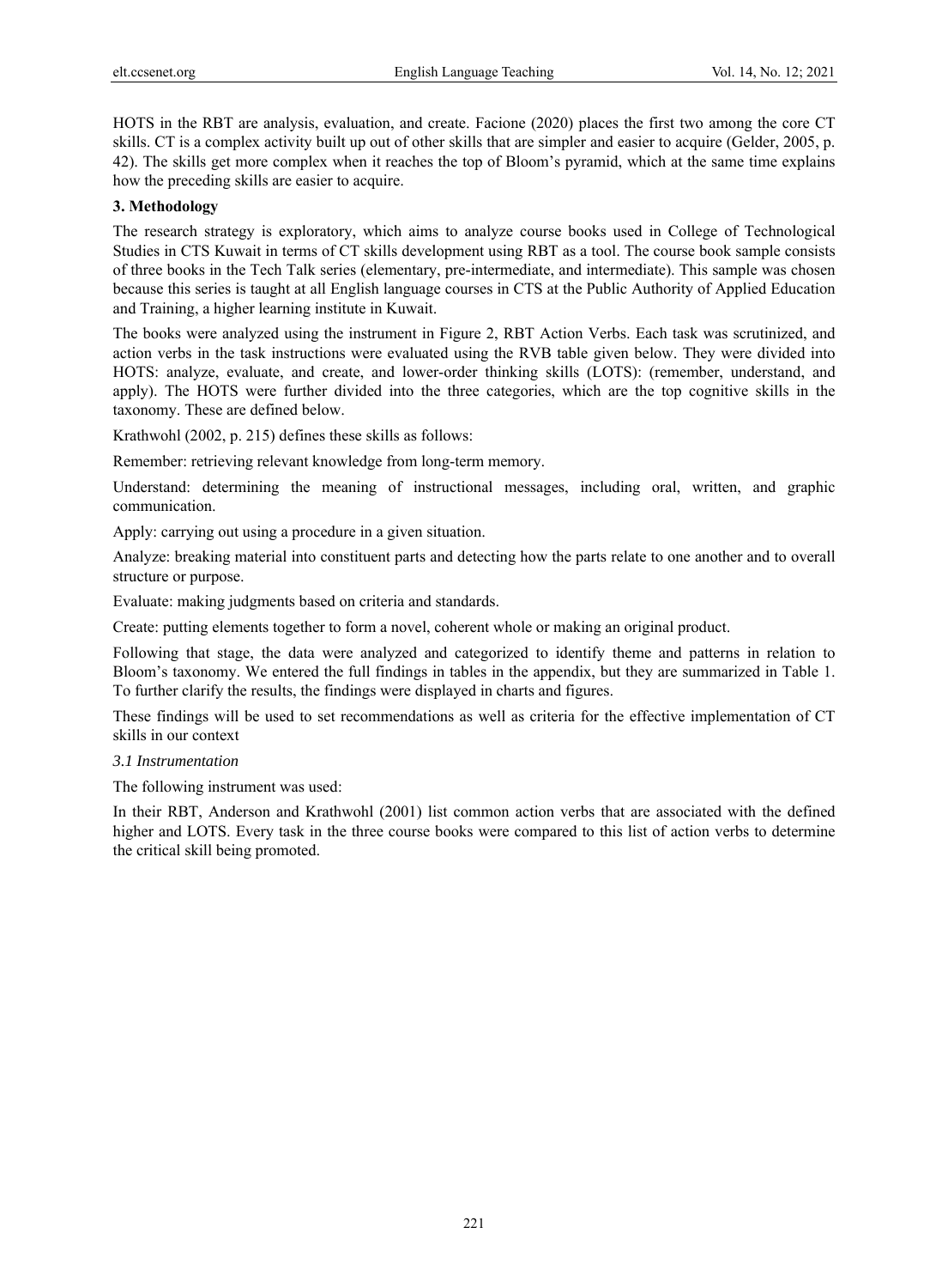HOTS in the RBT are analysis, evaluation, and create. Facione (2020) places the first two among the core CT skills. CT is a complex activity built up out of other skills that are simpler and easier to acquire (Gelder, 2005, p. 42). The skills get more complex when it reaches the top of Bloom's pyramid, which at the same time explains how the preceding skills are easier to acquire.

## 3. Methodology

The research strategy is exploratory, which aims to analyze course books used in College of Technological Studies in CTS Kuwait in terms of CT skills development using RBT as a tool. The course book sample consists of three books in the Tech Talk series (elementary, pre-intermediate, and intermediate). This sample was chosen because this series is taught at all English language courses in CTS at the Public Authority of Applied Education and Training, a higher learning institute in Kuwait.

The books were analyzed using the instrument in Figure 2, RBT Action Verbs. Each task was scrutinized, and action verbs in the task instructions were evaluated using the RVB table given below. They were divided into HOTS: analyze, evaluate, and create, and lower-order thinking skills (LOTS): (remember, understand, and apply). The HOTS were further divided into the three categories, which are the top cognitive skills in the taxonomy. These are defined below.

Krathwohl (2002, p. 215) defines these skills as follows:

Remember: retrieving relevant knowledge from long-term memory.

Understand: determining the meaning of instructional messages, including oral, written, and graphic communication.

Apply: carrying out using a procedure in a given situation.

Analyze: breaking material into constituent parts and detecting how the parts relate to one another and to overall structure or purpose.

Evaluate: making judgments based on criteria and standards.

Create: putting elements together to form a novel, coherent whole or making an original product.

Following that stage, the data were analyzed and categorized to identify theme and patterns in relation to Bloom's taxonomy. We entered the full findings in tables in the appendix, but they are summarized in Table 1. To further clarify the results, the findings were displayed in charts and figures.

These findings will be used to set recommendations as well as criteria for the effective implementation of CT skills in our context

### *3.1 Instrumentation*

The following instrument was used:

In their RBT, Anderson and Krathwohl (2001) list common action verbs that are associated with the defined higher and LOTS. Every task in the three course books were compared to this list of action verbs to determine the critical skill being promoted.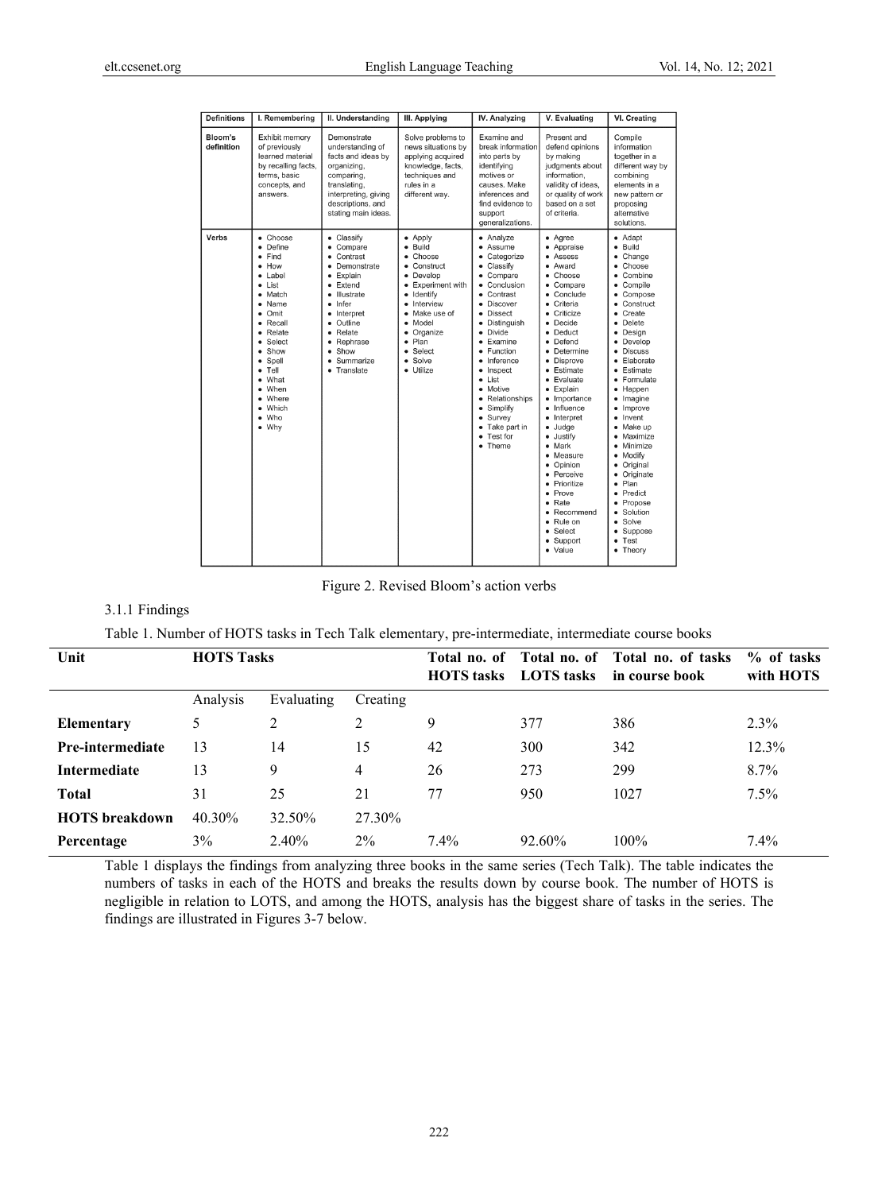| Definitions | I. Remembering | II. Understanding | III. Applying | IV. Analyzing | V. Evaluating | VI. Creating |
|---|---|---|---|---|---|---|
| Bloom's definition | Exhibit memory of previously learned material by recalling facts, terms, basic concepts, and answers. | Demonstrate understanding of facts and ideas by organizing, comparing, translating, interpreting, giving descriptions, and stating main ideas. | Solve problems to news situations by applying acquired knowledge, facts, techniques and rules in a different way. | Examine and break information into parts by identifying motives or causes. Make inferences and find evidence to support generalizations. | Present and defend opinions by making judgments about information, validity of ideas, or quality of work based on a set of criteria. | Compile information together in a different way by combining elements in a new pattern or proposing alternative solutions. |
| Verbs | • Choose<br>• Define<br>• Find<br>• How<br>• Label<br>• List<br>• Match<br>• Name<br>• Omit<br>• Recall<br>• Relate<br>• Select<br>• Show<br>• Spell<br>• Tell<br>• What<br>• When<br>• Where<br>• Which<br>• Who<br>• Why | • Classify<br>• Compare<br>• Contrast<br>• Demonstrate<br>• Explain<br>• Extend<br>• Illustrate<br>• Infer<br>• Interpret<br>• Outline<br>• Relate<br>• Rephrase<br>• Show<br>• Summarize<br>• Translate | • Apply<br>• Build<br>• Choose<br>• Construct<br>• Develop<br>• Experiment with<br>• Identify<br>• Interview<br>• Make use of<br>• Model<br>• Organize<br>• Plan<br>• Select<br>• Solve<br>• Utilize | • Analyze<br>• Assume<br>• Categorize<br>• Classify<br>• Compare<br>• Conclusion<br>• Contrast<br>• Discover<br>• Dissect<br>• Distinguish<br>• Divide<br>• Examine<br>• Function<br>• Inference<br>• Inspect<br>• List<br>• Motive<br>• Relationships<br>• Simplify<br>• Survey<br>• Take part in<br>• Test for<br>• Theme | • Agree<br>• Appraise<br>• Assess<br>• Award<br>• Choose<br>• Compare<br>• Conclude<br>• Criteria<br>• Criticize<br>• Decide<br>• Deduct<br>• Defend<br>• Determine<br>• Disprove<br>• Estimate<br>• Evaluate<br>• Explain<br>• Importance<br>• Influence<br>• Interpret<br>• Judge<br>• Justify<br>• Mark<br>• Measure<br>• Opinion<br>• Perceive<br>• Prioritize<br>• Prove<br>• Rate<br>• Recommend<br>• Rule on<br>• Select<br>• Support<br>• Value | • Adapt<br>• Build<br>• Change<br>• Choose<br>• Combine<br>• Compile<br>• Compose<br>• Construct<br>• Create<br>• Delete<br>• Design<br>• Develop<br>• Discuss<br>• Elaborate<br>• Estimate<br>• Formulate<br>• Happen<br>• Imagine<br>• Improve<br>• Invent<br>• Make up<br>• Maximize<br>• Minimize<br>• Modify<br>• Original<br>• Originate<br>• Plan<br>• Predict<br>• Propose<br>• Solution<br>• Solve<br>• Suppose<br>• Test<br>• Theory |

Figure 2. Revised Bloom's action verbs

#### 3.1.1 Findings

Table 1. Number of HOTS tasks in Tech Talk elementary, pre-intermediate, intermediate course books

| Unit | HOTS Tasks | | | Total no. of HOTS tasks | Total no. of LOTS tasks | Total no. of tasks in course book | % of tasks with HOTS |
|---|---|---|---|---|---|---|---|
| | Analysis | Evaluating | Creating | | | | |
| **Elementary** | 5 | 2 | 2 | 9 | 377 | 386 | 2.3% |
| **Pre-intermediate** | 13 | 14 | 15 | 42 | 300 | 342 | 12.3% |
| **Intermediate** | 13 | 9 | 4 | 26 | 273 | 299 | 8.7% |
| **Total** | 31 | 25 | 21 | 77 | 950 | 1027 | 7.5% |
| **HOTS breakdown** | 40.30% | 32.50% | 27.30% | | | | |
| **Percentage** | 3% | 2.40% | 2% | 7.4% | 92.60% | 100% | 7.4% |

Table 1 displays the findings from analyzing three books in the same series (Tech Talk). The table indicates the numbers of tasks in each of the HOTS and breaks the results down by course book. The number of HOTS is negligible in relation to LOTS, and among the HOTS, analysis has the biggest share of tasks in the series. The findings are illustrated in Figures 3-7 below.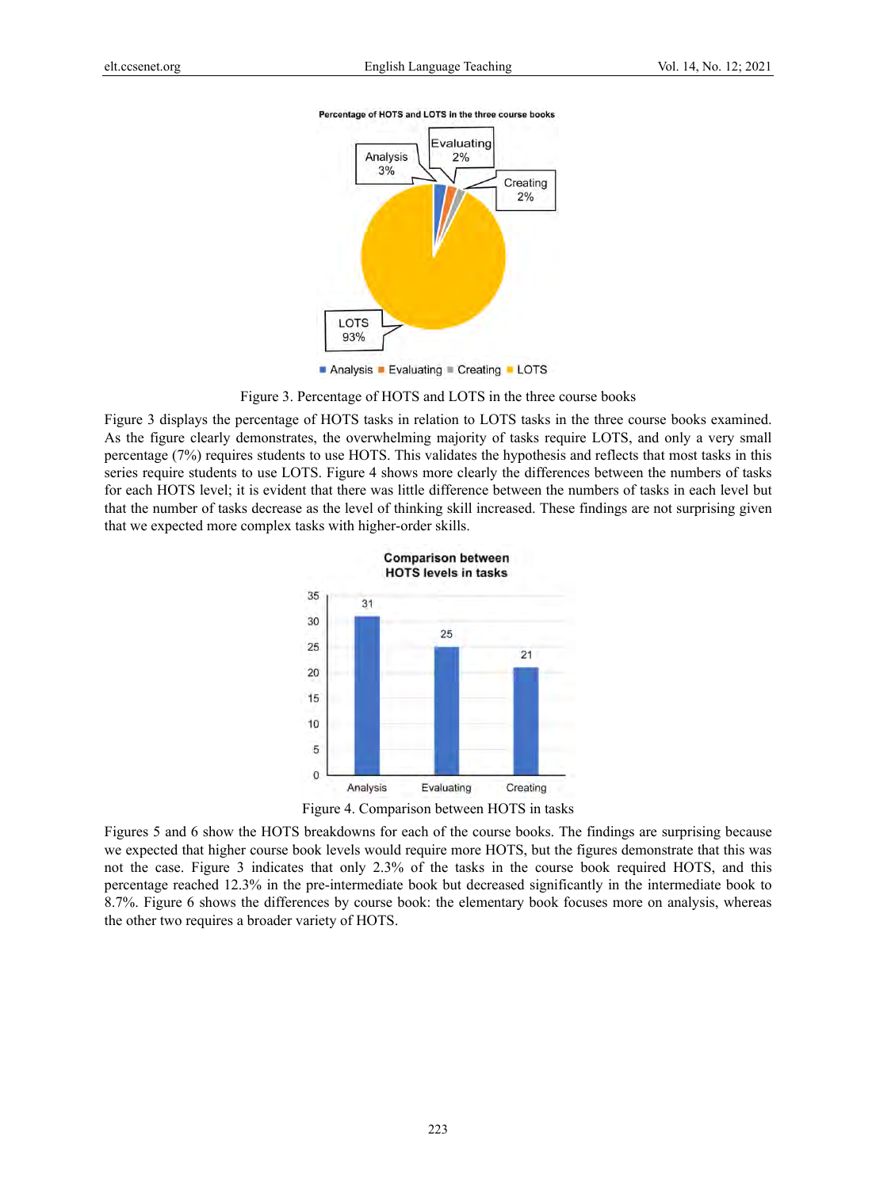Figure 3. Percentage of HOTS and LOTS in the three course books

Figure 3 displays the percentage of HOTS tasks in relation to LOTS tasks in the three course books examined. As the figure clearly demonstrates, the overwhelming majority of tasks require LOTS, and only a very small percentage (7%) requires students to use HOTS. This validates the hypothesis and reflects that most tasks in this series require students to use LOTS. Figure 4 shows more clearly the differences between the numbers of tasks for each HOTS level; it is evident that there was little difference between the numbers of tasks in each level but that the number of tasks decrease as the level of thinking skill increased. These findings are not surprising given that we expected more complex tasks with higher-order skills.

Figure 4. Comparison between HOTS in tasks

Figures 5 and 6 show the HOTS breakdowns for each of the course books. The findings are surprising because we expected that higher course book levels would require more HOTS, but the figures demonstrate that this was not the case. Figure 3 indicates that only 2.3% of the tasks in the course book required HOTS, and this percentage reached 12.3% in the pre-intermediate book but decreased significantly in the intermediate book to 8.7%. Figure 6 shows the differences by course book: the elementary book focuses more on analysis, whereas the other two requires a broader variety of HOTS.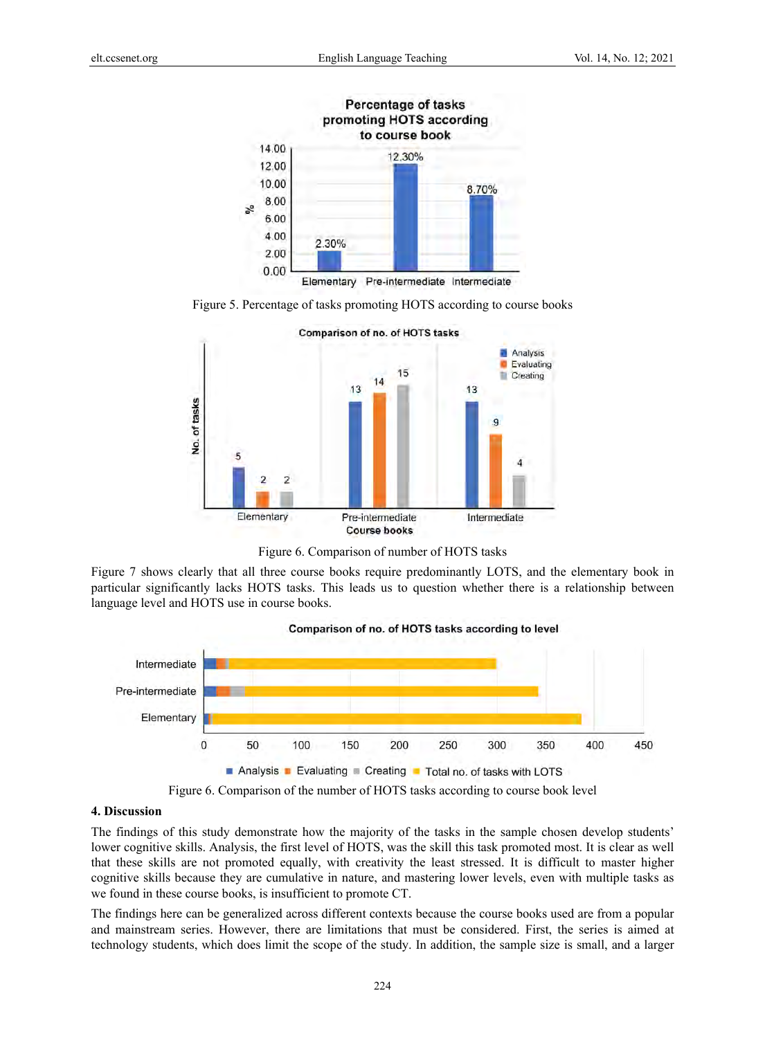Figure 5. Percentage of tasks promoting HOTS according to course books

Figure 6. Comparison of number of HOTS tasks

Figure 7 shows clearly that all three course books require predominantly LOTS, and the elementary book in particular significantly lacks HOTS tasks. This leads us to question whether there is a relationship between language level and HOTS use in course books.

Figure 6. Comparison of the number of HOTS tasks according to course book level

## 4. Discussion

The findings of this study demonstrate how the majority of the tasks in the sample chosen develop students' lower cognitive skills. Analysis, the first level of HOTS, was the skill this task promoted most. It is clear as well that these skills are not promoted equally, with creativity the least stressed. It is difficult to master higher cognitive skills because they are cumulative in nature, and mastering lower levels, even with multiple tasks as we found in these course books, is insufficient to promote CT.

The findings here can be generalized across different contexts because the course books used are from a popular and mainstream series. However, there are limitations that must be considered. First, the series is aimed at technology students, which does limit the scope of the study. In addition, the sample size is small, and a larger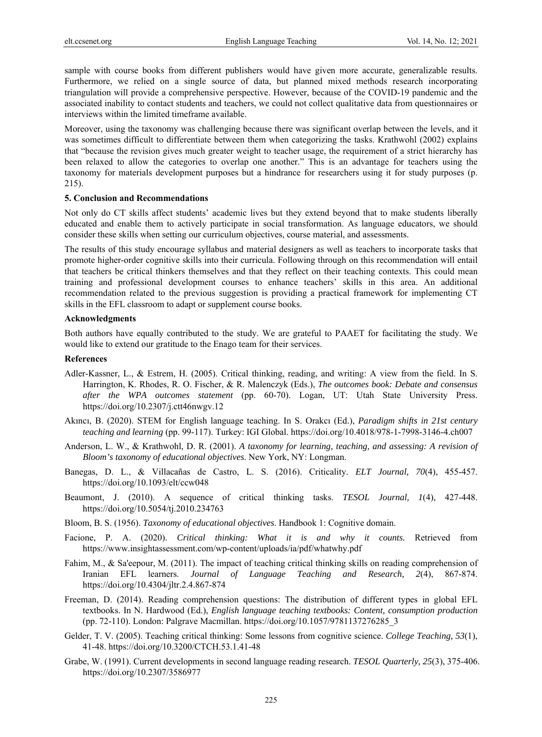sample with course books from different publishers would have given more accurate, generalizable results. Furthermore, we relied on a single source of data, but planned mixed methods research incorporating triangulation will provide a comprehensive perspective. However, because of the COVID-19 pandemic and the associated inability to contact students and teachers, we could not collect qualitative data from questionnaires or interviews within the limited timeframe available.

Moreover, using the taxonomy was challenging because there was significant overlap between the levels, and it was sometimes difficult to differentiate between them when categorizing the tasks. Krathwohl (2002) explains that "because the revision gives much greater weight to teacher usage, the requirement of a strict hierarchy has been relaxed to allow the categories to overlap one another." This is an advantage for teachers using the taxonomy for materials development purposes but a hindrance for researchers using it for study purposes (p. 215).

## 5. Conclusion and Recommendations

Not only do CT skills affect students' academic lives but they extend beyond that to make students liberally educated and enable them to actively participate in social transformation. As language educators, we should consider these skills when setting our curriculum objectives, course material, and assessments.

The results of this study encourage syllabus and material designers as well as teachers to incorporate tasks that promote higher-order cognitive skills into their curricula. Following through on this recommendation will entail that teachers be critical thinkers themselves and that they reflect on their teaching contexts. This could mean training and professional development courses to enhance teachers' skills in this area. An additional recommendation related to the previous suggestion is providing a practical framework for implementing CT skills in the EFL classroom to adapt or supplement course books.

## Acknowledgments

Both authors have equally contributed to the study. We are grateful to PAAET for facilitating the study. We would like to extend our gratitude to the Enago team for their services.

## References

Adler-Kassner, L., & Estrem, H. (2005). Critical thinking, reading, and writing: A view from the field. In S. Harrington, K. Rhodes, R. O. Fischer, & R. Malenczyk (Eds.), *The outcomes book: Debate and consensus after the WPA outcomes statement* (pp. 60-70). Logan, UT: Utah State University Press. https://doi.org/10.2307/j.ctt46nwgv.12

Akıncı, B. (2020). STEM for English language teaching. In S. Orakcı (Ed.), *Paradigm shifts in 21st century teaching and learning* (pp. 99-117). Turkey: IGI Global. https://doi.org/10.4018/978-1-7998-3146-4.ch007

Anderson, L. W., & Krathwohl, D. R. (2001). *A taxonomy for learning, teaching, and assessing: A revision of Bloom's taxonomy of educational objectives*. New York, NY: Longman.

Banegas, D. L., & Villacañas de Castro, L. S. (2016). Criticality. *ELT Journal, 70*(4), 455-457. https://doi.org/10.1093/elt/ccw048

Beaumont, J. (2010). A sequence of critical thinking tasks. *TESOL Journal, 1*(4), 427-448. https://doi.org/10.5054/tj.2010.234763

Bloom, B. S. (1956). *Taxonomy of educational objectives*. Handbook 1: Cognitive domain.

Facione, P. A. (2020). *Critical thinking: What it is and why it counts.* Retrieved from https://www.insightassessment.com/wp-content/uploads/ia/pdf/whatwhy.pdf

Fahim, M., & Sa'eepour, M. (2011). The impact of teaching critical thinking skills on reading comprehension of Iranian EFL learners. *Journal of Language Teaching and Research, 2*(4), 867-874. https://doi.org/10.4304/jltr.2.4.867-874

Freeman, D. (2014). Reading comprehension questions: The distribution of different types in global EFL textbooks. In N. Hardwood (Ed.), *English language teaching textbooks: Content, consumption production* (pp. 72-110). London: Palgrave Macmillan. https://doi.org/10.1057/9781137276285_3

Gelder, T. V. (2005). Teaching critical thinking: Some lessons from cognitive science. *College Teaching, 53*(1), 41-48. https://doi.org/10.3200/CTCH.53.1.41-48

Grabe, W. (1991). Current developments in second language reading research. *TESOL Quarterly, 25*(3), 375-406. https://doi.org/10.2307/3586977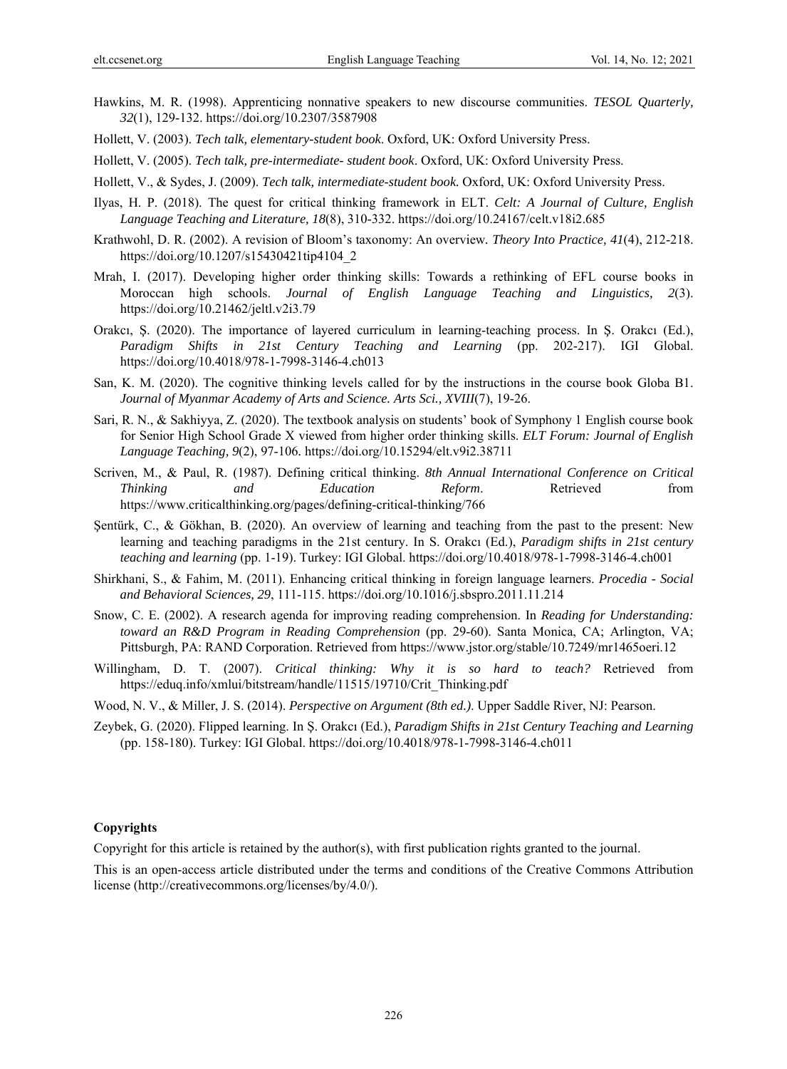Hawkins, M. R. (1998). Apprenticing nonnative speakers to new discourse communities. *TESOL Quarterly, 32*(1), 129-132. https://doi.org/10.2307/3587908

Hollett, V. (2003). *Tech talk, elementary-student book*. Oxford, UK: Oxford University Press.

Hollett, V. (2005). *Tech talk, pre-intermediate- student book*. Oxford, UK: Oxford University Press.

Hollett, V., & Sydes, J. (2009). *Tech talk, intermediate-student book.* Oxford, UK: Oxford University Press.

Ilyas, H. P. (2018). The quest for critical thinking framework in ELT. *Celt: A Journal of Culture, English Language Teaching and Literature, 18*(8), 310-332. https://doi.org/10.24167/celt.v18i2.685

Krathwohl, D. R. (2002). A revision of Bloom's taxonomy: An overview. *Theory Into Practice, 41*(4), 212-218. https://doi.org/10.1207/s15430421tip4104_2

Mrah, I. (2017). Developing higher order thinking skills: Towards a rethinking of EFL course books in Moroccan high schools. *Journal of English Language Teaching and Linguistics, 2*(3). https://doi.org/10.21462/jeltl.v2i3.79

Orakcı, Ş. (2020). The importance of layered curriculum in learning-teaching process. In Ş. Orakcı (Ed.), *Paradigm Shifts in 21st Century Teaching and Learning* (pp. 202-217). IGI Global. https://doi.org/10.4018/978-1-7998-3146-4.ch013

San, K. M. (2020). The cognitive thinking levels called for by the instructions in the course book Globa B1. *Journal of Myanmar Academy of Arts and Science. Arts Sci., XVIII*(7), 19-26.

Sari, R. N., & Sakhiyya, Z. (2020). The textbook analysis on students' book of Symphony 1 English course book for Senior High School Grade X viewed from higher order thinking skills. *ELT Forum: Journal of English Language Teaching, 9*(2), 97-106. https://doi.org/10.15294/elt.v9i2.38711

Scriven, M., & Paul, R. (1987). Defining critical thinking. *8th Annual International Conference on Critical Thinking and Education Reform*. Retrieved from https://www.criticalthinking.org/pages/defining-critical-thinking/766

Şentürk, C., & Gökhan, B. (2020). An overview of learning and teaching from the past to the present: New learning and teaching paradigms in the 21st century. In S. Orakcı (Ed.), *Paradigm shifts in 21st century teaching and learning* (pp. 1-19). Turkey: IGI Global. https://doi.org/10.4018/978-1-7998-3146-4.ch001

Shirkhani, S., & Fahim, M. (2011). Enhancing critical thinking in foreign language learners. *Procedia - Social and Behavioral Sciences, 29*, 111-115. https://doi.org/10.1016/j.sbspro.2011.11.214

Snow, C. E. (2002). A research agenda for improving reading comprehension. In *Reading for Understanding: toward an R&D Program in Reading Comprehension* (pp. 29-60). Santa Monica, CA; Arlington, VA; Pittsburgh, PA: RAND Corporation. Retrieved from https://www.jstor.org/stable/10.7249/mr1465oeri.12

Willingham, D. T. (2007). *Critical thinking: Why it is so hard to teach?* Retrieved from https://eduq.info/xmlui/bitstream/handle/11515/19710/Crit_Thinking.pdf

Wood, N. V., & Miller, J. S. (2014). *Perspective on Argument (8th ed.)*. Upper Saddle River, NJ: Pearson.

Zeybek, G. (2020). Flipped learning. In Ş. Orakcı (Ed.), *Paradigm Shifts in 21st Century Teaching and Learning* (pp. 158-180). Turkey: IGI Global. https://doi.org/10.4018/978-1-7998-3146-4.ch011

**Copyrights**

Copyright for this article is retained by the author(s), with first publication rights granted to the journal.

This is an open-access article distributed under the terms and conditions of the Creative Commons Attribution license (http://creativecommons.org/licenses/by/4.0/).